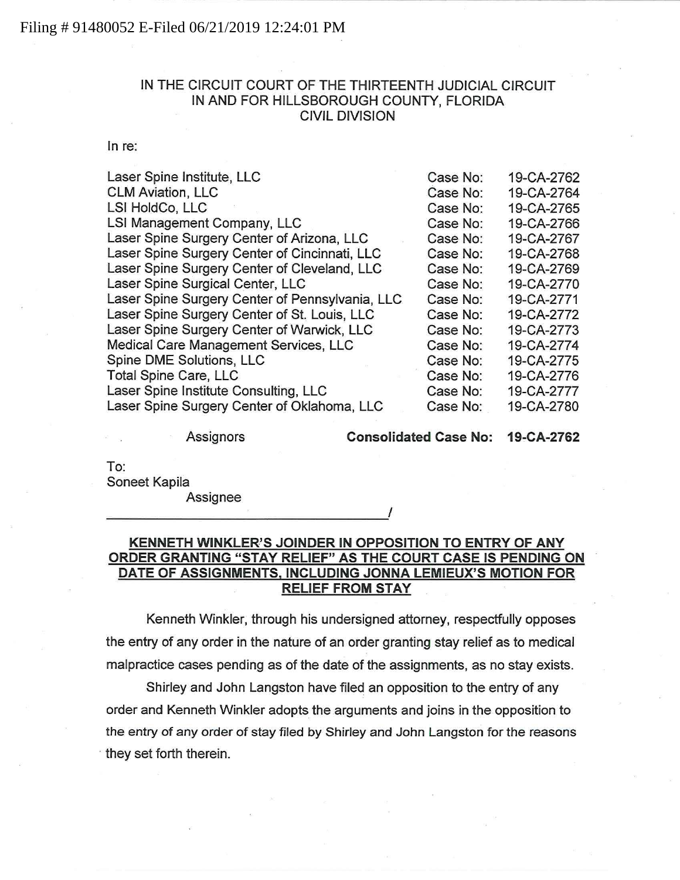Filing # 91480052 E-Filed 06/21/2019 12:24:01 PM

IN THE CIRCUIT COURT OF THE THIRTEENTH JUDICIAL CIRCUIT
IN AND FOR HILLSBOROUGH COUNTY, FLORIDA
CIVIL DIVISION

In re:

| | | |
|---|---|---|
| Laser Spine Institute, LLC | Case No: | 19-CA-2762 |
| CLM Aviation, LLC | Case No: | 19-CA-2764 |
| LSI HoldCo, LLC | Case No: | 19-CA-2765 |
| LSI Management Company, LLC | Case No: | 19-CA-2766 |
| Laser Spine Surgery Center of Arizona, LLC | Case No: | 19-CA-2767 |
| Laser Spine Surgery Center of Cincinnati, LLC | Case No: | 19-CA-2768 |
| Laser Spine Surgery Center of Cleveland, LLC | Case No: | 19-CA-2769 |
| Laser Spine Surgical Center, LLC | Case No: | 19-CA-2770 |
| Laser Spine Surgery Center of Pennsylvania, LLC | Case No: | 19-CA-2771 |
| Laser Spine Surgery Center of St. Louis, LLC | Case No: | 19-CA-2772 |
| Laser Spine Surgery Center of Warwick, LLC | Case No: | 19-CA-2773 |
| Medical Care Management Services, LLC | Case No: | 19-CA-2774 |
| Spine DME Solutions, LLC | Case No: | 19-CA-2775 |
| Total Spine Care, LLC | Case No: | 19-CA-2776 |
| Laser Spine Institute Consulting, LLC | Case No: | 19-CA-2777 |
| Laser Spine Surgery Center of Oklahoma, LLC | Case No: | 19-CA-2780 |

Assignors **Consolidated Case No: 19-CA-2762**

To:
Soneet Kapila
Assignee
_______________________________________/

**KENNETH WINKLER'S JOINDER IN OPPOSITION TO ENTRY OF ANY ORDER GRANTING "STAY RELIEF" AS THE COURT CASE IS PENDING ON DATE OF ASSIGNMENTS, INCLUDING JONNA LEMIEUX'S MOTION FOR RELIEF FROM STAY**

Kenneth Winkler, through his undersigned attorney, respectfully opposes the entry of any order in the nature of an order granting stay relief as to medical malpractice cases pending as of the date of the assignments, as no stay exists.

Shirley and John Langston have filed an opposition to the entry of any order and Kenneth Winkler adopts the arguments and joins in the opposition to the entry of any order of stay filed by Shirley and John Langston for the reasons they set forth therein.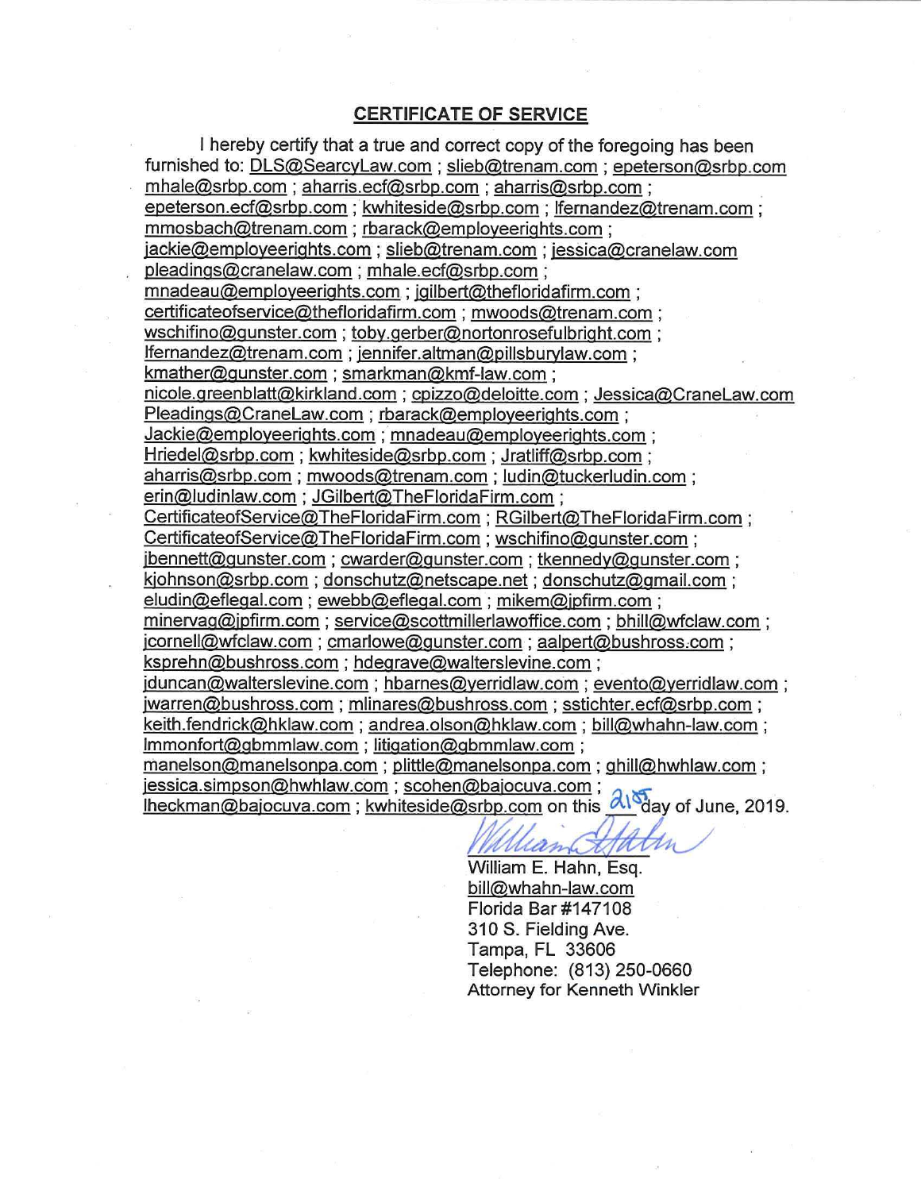## CERTIFICATE OF SERVICE

I hereby certify that a true and correct copy of the foregoing has been furnished to: DLS@SearcyLaw.com ; slieb@trenam.com ; epeterson@srbp.com mhale@srbp.com ; aharris.ecf@srbp.com ; aharris@srbp.com ; epeterson.ecf@srbp.com ; kwhiteside@srbp.com ; lfernandez@trenam.com ; mmosbach@trenam.com ; rbarack@employeerights.com ; jackie@employeerights.com ; slieb@trenam.com ; jessica@cranelaw.com pleadings@cranelaw.com ; mhale.ecf@srbp.com ; mnadeau@employeerights.com ; jgilbert@thefloridafirm.com ; certificateofservice@thefloridafirm.com ; mwoods@trenam.com ; wschifino@gunster.com ; toby.gerber@nortonrosefulbright.com ; lfernandez@trenam.com ; jennifer.altman@pillsburylaw.com ; kmather@gunster.com ; smarkman@kmf-law.com ; nicole.greenblatt@kirkland.com ; cpizzo@deloitte.com ; Jessica@CraneLaw.com Pleadings@CraneLaw.com ; rbarack@employeerights.com ; Jackie@employeerights.com ; mnadeau@employeerights.com ; Hriedel@srbp.com ; kwhiteside@srbp.com ; Jratliff@srbp.com ; aharris@srbp.com ; mwoods@trenam.com ; ludin@tuckerludin.com ; erin@ludinlaw.com ; JGilbert@TheFloridaFirm.com ; CertificateofService@TheFloridaFirm.com ; RGilbert@TheFloridaFirm.com ; CertificateofService@TheFloridaFirm.com ; wschifino@gunster.com ; jbennett@gunster.com ; cwarder@gunster.com ; tkennedy@gunster.com ; kjohnson@srbp.com ; donschutz@netscape.net ; donschutz@gmail.com ; eludin@eflegal.com ; ewebb@eflegal.com ; mikem@jpfirm.com ; minervag@jpfirm.com ; service@scottmillerlawoffice.com ; bhill@wfclaw.com ; jcornell@wfclaw.com ; cmarlowe@gunster.com ; aalpert@bushross.com ; ksprehn@bushross.com ; hdegrave@walterslevine.com ; jduncan@walterslevine.com ; hbarnes@yerridlaw.com ; evento@yerridlaw.com ; jwarren@bushross.com ; mlinares@bushross.com ; sstichter.ecf@srbp.com ; keith.fendrick@hklaw.com ; andrea.olson@hklaw.com ; bill@whahn-law.com ; lmmonfort@gbmmlaw.com ; litigation@gbmmlaw.com ; manelson@manelsonpa.com ; plittle@manelsonpa.com ; ghill@hwhlaw.com ; jessica.simpson@hwhlaw.com ; scohen@bajocuva.com ; lheckman@bajocuva.com ; kwhiteside@srbp.com on this 21st day of June, 2019.

William E. Hahn, Esq.
bill@whahn-law.com
Florida Bar #147108
310 S. Fielding Ave.
Tampa, FL 33606
Telephone: (813) 250-0660
Attorney for Kenneth Winkler